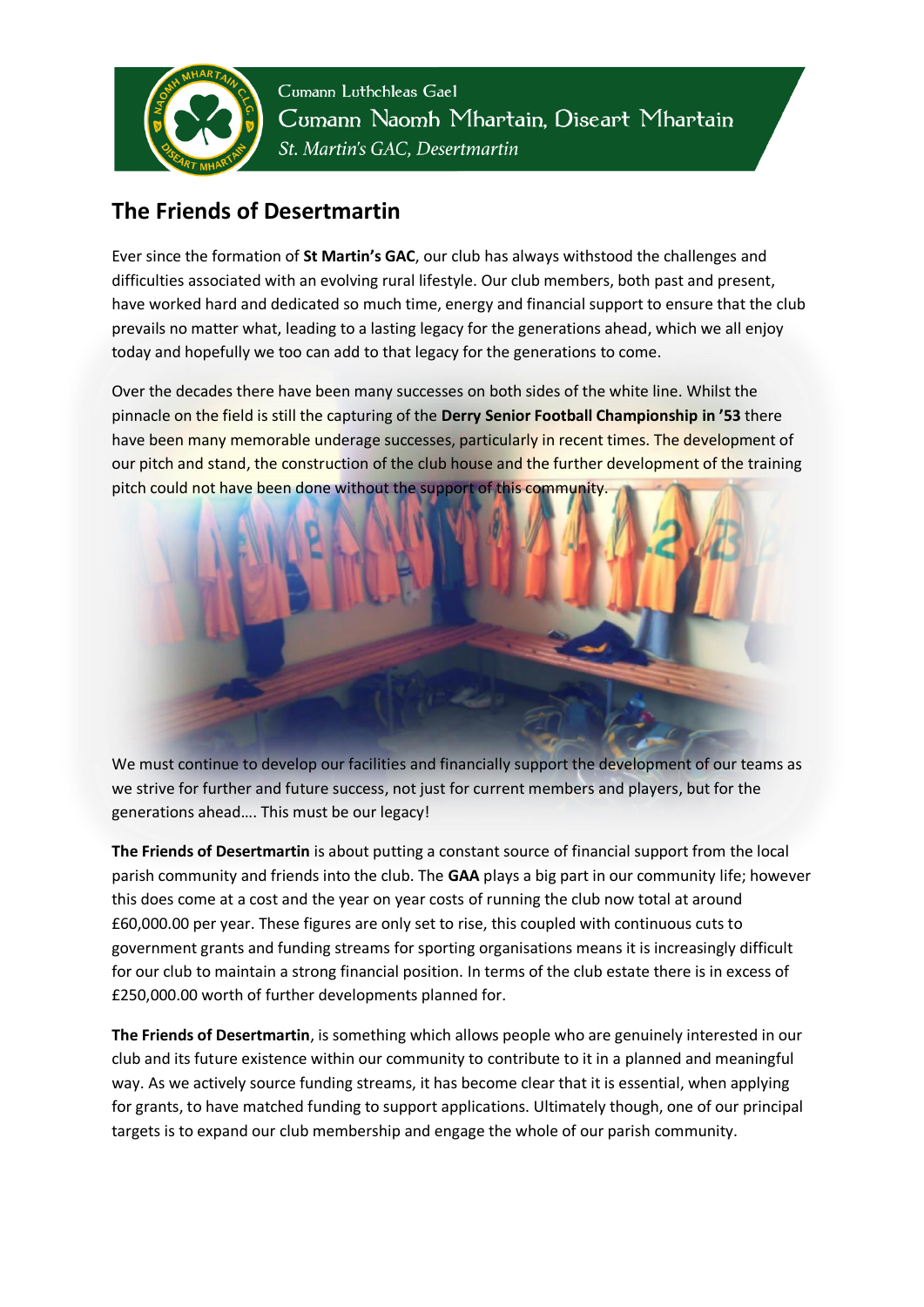Cumann Luthchleas Gael

Cumann Naomh Mhartain, Diseart Mhartain

*St. Martin's GAC, Desertmartin*

## The Friends of Desertmartin

Ever since the formation of **St Martin's GAC**, our club has always withstood the challenges and difficulties associated with an evolving rural lifestyle. Our club members, both past and present, have worked hard and dedicated so much time, energy and financial support to ensure that the club prevails no matter what, leading to a lasting legacy for the generations ahead, which we all enjoy today and hopefully we too can add to that legacy for the generations to come.

Over the decades there have been many successes on both sides of the white line. Whilst the pinnacle on the field is still the capturing of the **Derry Senior Football Championship in '53** there have been many memorable underage successes, particularly in recent times. The development of our pitch and stand, the construction of the club house and the further development of the training pitch could not have been done without the support of this community.

We must continue to develop our facilities and financially support the development of our teams as we strive for further and future success, not just for current members and players, but for the generations ahead…. This must be our legacy!

**The Friends of Desertmartin** is about putting a constant source of financial support from the local parish community and friends into the club. The **GAA** plays a big part in our community life; however this does come at a cost and the year on year costs of running the club now total at around £60,000.00 per year. These figures are only set to rise, this coupled with continuous cuts to government grants and funding streams for sporting organisations means it is increasingly difficult for our club to maintain a strong financial position. In terms of the club estate there is in excess of £250,000.00 worth of further developments planned for.

**The Friends of Desertmartin**, is something which allows people who are genuinely interested in our club and its future existence within our community to contribute to it in a planned and meaningful way. As we actively source funding streams, it has become clear that it is essential, when applying for grants, to have matched funding to support applications. Ultimately though, one of our principal targets is to expand our club membership and engage the whole of our parish community.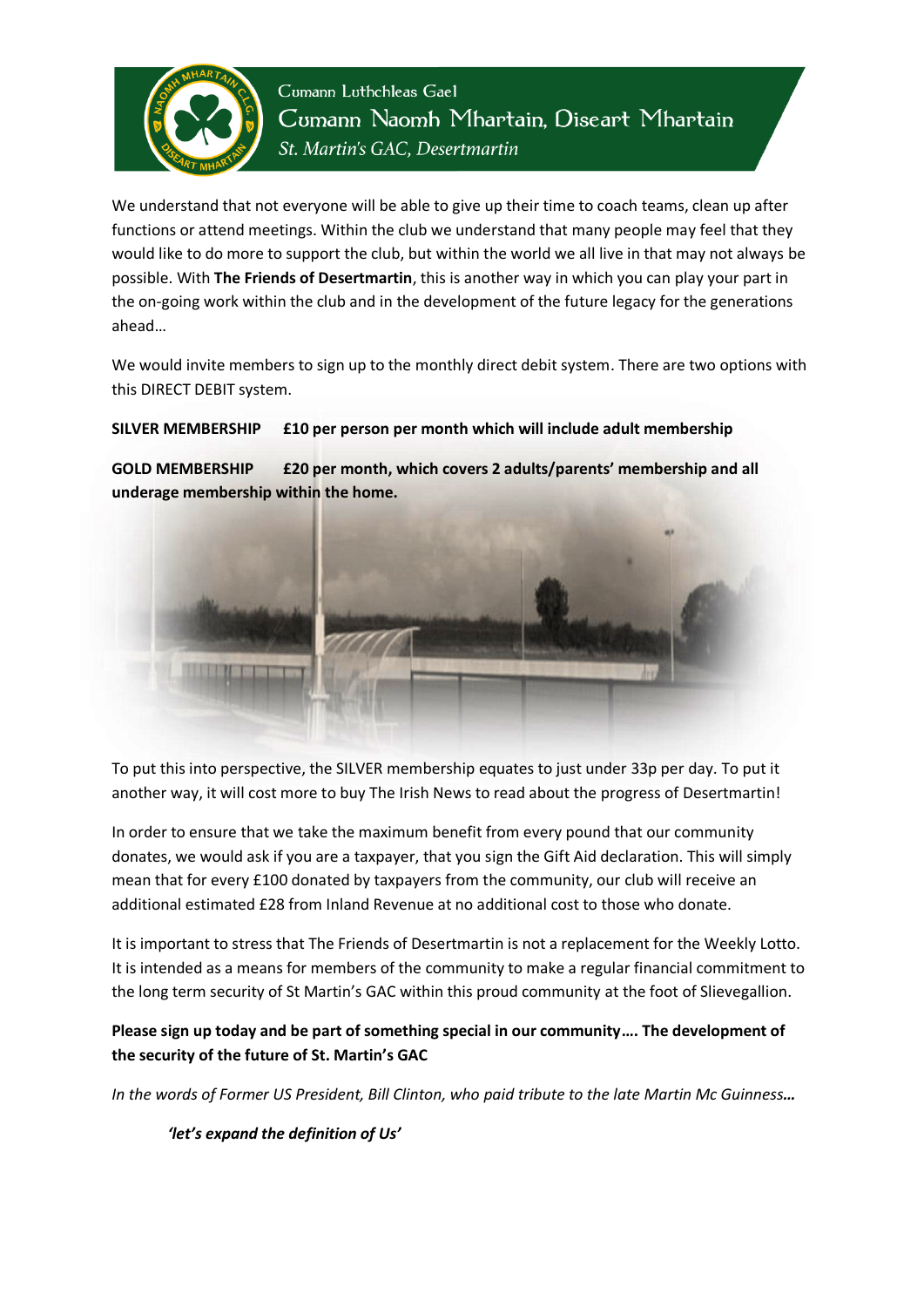Cumann Luthchleas Gael

Cumann Naomh Mhartain, Diseart Mhartain

*St. Martin's GAC, Desertmartin*

We understand that not everyone will be able to give up their time to coach teams, clean up after functions or attend meetings. Within the club we understand that many people may feel that they would like to do more to support the club, but within the world we all live in that may not always be possible. With **The Friends of Desertmartin**, this is another way in which you can play your part in the on-going work within the club and in the development of the future legacy for the generations ahead…

We would invite members to sign up to the monthly direct debit system. There are two options with this DIRECT DEBIT system.

**SILVER MEMBERSHIP £10 per person per month which will include adult membership**

**GOLD MEMBERSHIP £20 per month, which covers 2 adults/parents' membership and all underage membership within the home.**

To put this into perspective, the SILVER membership equates to just under 33p per day. To put it another way, it will cost more to buy The Irish News to read about the progress of Desertmartin!

In order to ensure that we take the maximum benefit from every pound that our community donates, we would ask if you are a taxpayer, that you sign the Gift Aid declaration. This will simply mean that for every £100 donated by taxpayers from the community, our club will receive an additional estimated £28 from Inland Revenue at no additional cost to those who donate.

It is important to stress that The Friends of Desertmartin is not a replacement for the Weekly Lotto. It is intended as a means for members of the community to make a regular financial commitment to the long term security of St Martin's GAC within this proud community at the foot of Slievegallion.

**Please sign up today and be part of something special in our community…. The development of the security of the future of St. Martin's GAC**

*In the words of Former US President, Bill Clinton, who paid tribute to the late Martin Mc Guinness…*

***'let's expand the definition of Us'***